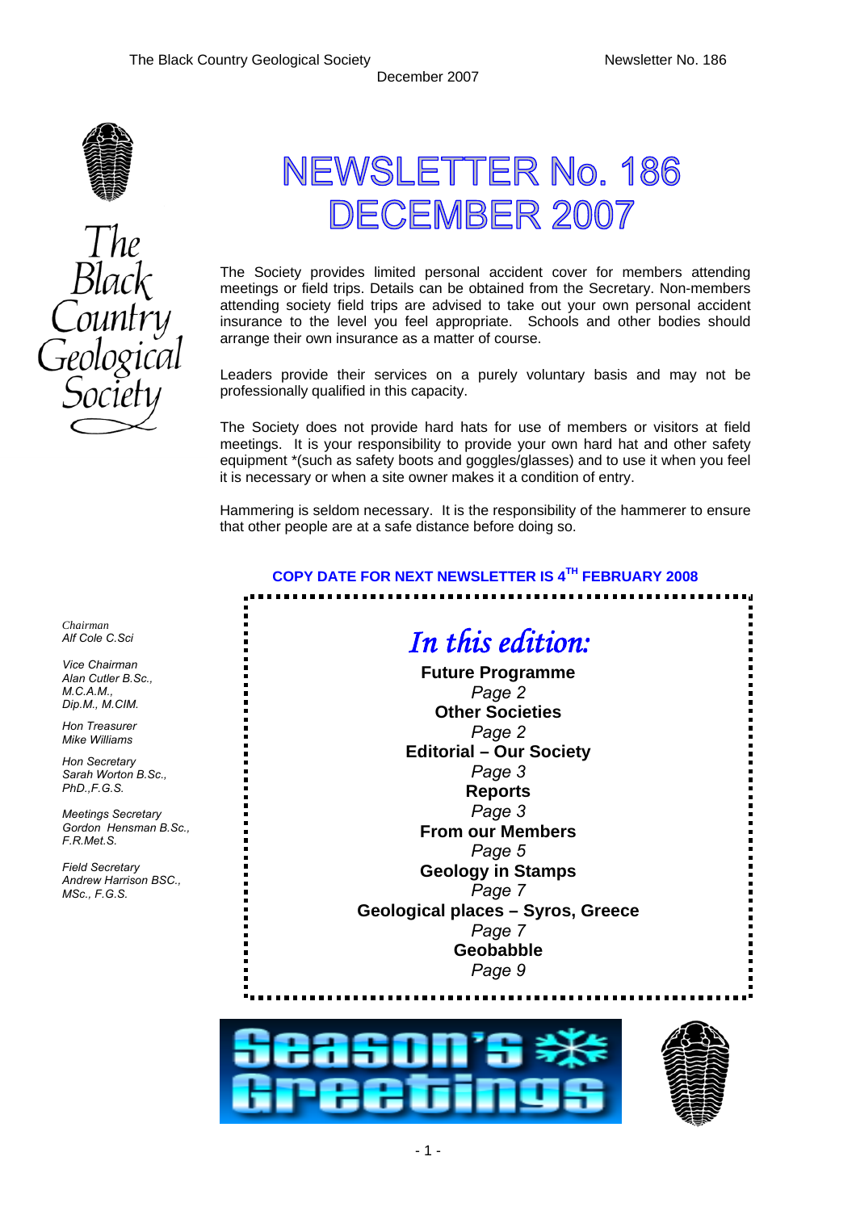# NEWSLETTER No. 186 DECEMBER 2007

The Society provides limited personal accident cover for members attending meetings or field trips. Details can be obtained from the Secretary. Non-members attending society field trips are advised to take out your own personal accident insurance to the level you feel appropriate. Schools and other bodies should arrange their own insurance as a matter of course.

Leaders provide their services on a purely voluntary basis and may not be professionally qualified in this capacity.

The Society does not provide hard hats for use of members or visitors at field meetings. It is your responsibility to provide your own hard hat and other safety equipment *(such as safety boots and goggles/glasses) and to use it when you feel it is necessary or when a site owner makes it a condition of entry.

Hammering is seldom necessary. It is the responsibility of the hammerer to ensure that other people are at a safe distance before doing so.

**COPY DATE FOR NEXT NEWSLETTER IS 4TH FEBRUARY 2008**

*Chairman*
*Alf Cole C.Sci*

*Vice Chairman*
*Alan Cutler B.Sc., M.C.A.M., Dip.M., M.CIM.*

*Hon Treasurer*
*Mike Williams*

*Hon Secretary*
*Sarah Worton B.Sc., PhD.,F.G.S.*

*Meetings Secretary*
*Gordon Hensman B.Sc., F.R.Met.S.*

*Field Secretary*
*Andrew Harrison BSC., MSc., F.G.S.*

## *In this edition:*

**Future Programme**
*Page 2*
**Other Societies**
*Page 2*
**Editorial – Our Society**
*Page 3*
**Reports**
*Page 3*
**From our Members**
*Page 5*
**Geology in Stamps**
*Page 7*
**Geological places – Syros, Greece**
*Page 7*
**Geobabble**
*Page 9*

Season's Greetings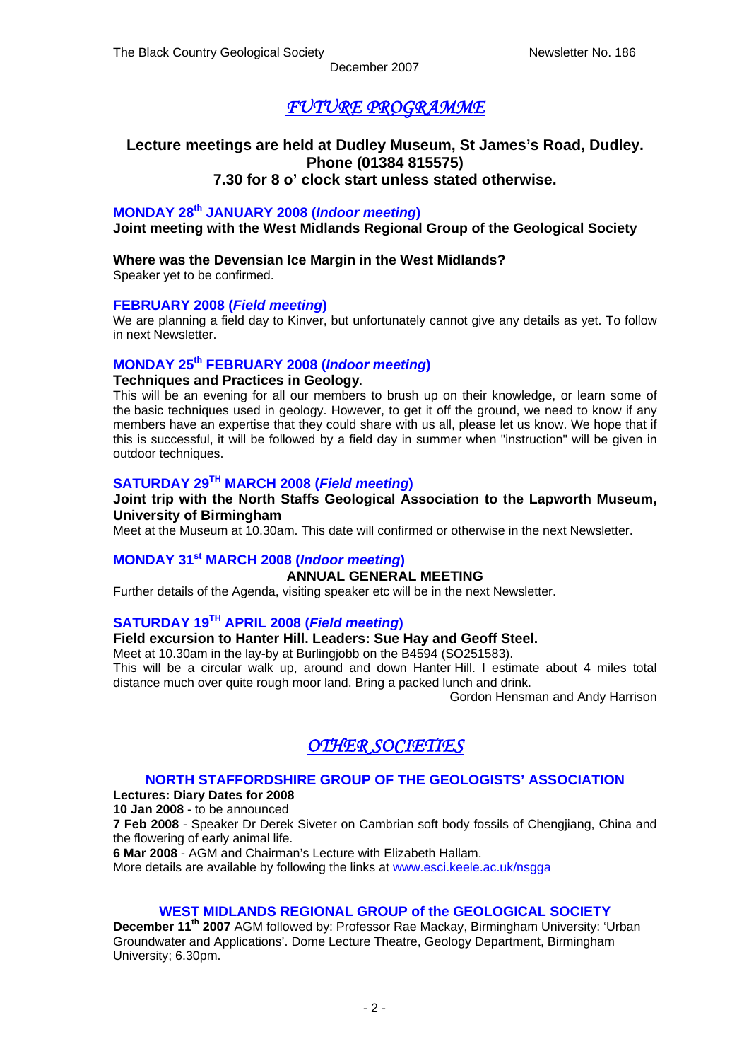# *FUTURE PROGRAMME*

**Lecture meetings are held at Dudley Museum, St James's Road, Dudley. Phone (01384 815575)**
**7.30 for 8 o' clock start unless stated otherwise.**

### MONDAY 28th JANUARY 2008 (*Indoor meeting*)

**Joint meeting with the West Midlands Regional Group of the Geological Society**

**Where was the Devensian Ice Margin in the West Midlands?**
Speaker yet to be confirmed.

### FEBRUARY 2008 (*Field meeting*)

We are planning a field day to Kinver, but unfortunately cannot give any details as yet. To follow in next Newsletter.

### MONDAY 25th FEBRUARY 2008 (*Indoor meeting*)

**Techniques and Practices in Geology**.
This will be an evening for all our members to brush up on their knowledge, or learn some of the basic techniques used in geology. However, to get it off the ground, we need to know if any members have an expertise that they could share with us all, please let us know. We hope that if this is successful, it will be followed by a field day in summer when "instruction" will be given in outdoor techniques.

### SATURDAY 29TH MARCH 2008 (*Field meeting*)

**Joint trip with the North Staffs Geological Association to the Lapworth Museum, University of Birmingham**
Meet at the Museum at 10.30am. This date will confirmed or otherwise in the next Newsletter.

### MONDAY 31st MARCH 2008 (*Indoor meeting*)

**ANNUAL GENERAL MEETING**
Further details of the Agenda, visiting speaker etc will be in the next Newsletter.

### SATURDAY 19TH APRIL 2008 (*Field meeting*)

**Field excursion to Hanter Hill. Leaders: Sue Hay and Geoff Steel.**
Meet at 10.30am in the lay-by at Burlingjobb on the B4594 (SO251583).
This will be a circular walk up, around and down Hanter Hill. I estimate about 4 miles total distance much over quite rough moor land. Bring a packed lunch and drink.

Gordon Hensman and Andy Harrison

# *OTHER SOCIETIES*

### NORTH STAFFORDSHIRE GROUP OF THE GEOLOGISTS' ASSOCIATION

**Lectures: Diary Dates for 2008**
**10 Jan 2008** - to be announced
**7 Feb 2008** - Speaker Dr Derek Siveter on Cambrian soft body fossils of Chengjiang, China and the flowering of early animal life.
**6 Mar 2008** - AGM and Chairman's Lecture with Elizabeth Hallam.
More details are available by following the links at www.esci.keele.ac.uk/nsgga

### WEST MIDLANDS REGIONAL GROUP of the GEOLOGICAL SOCIETY

**December 11th 2007** AGM followed by: Professor Rae Mackay, Birmingham University: 'Urban Groundwater and Applications'. Dome Lecture Theatre, Geology Department, Birmingham University; 6.30pm.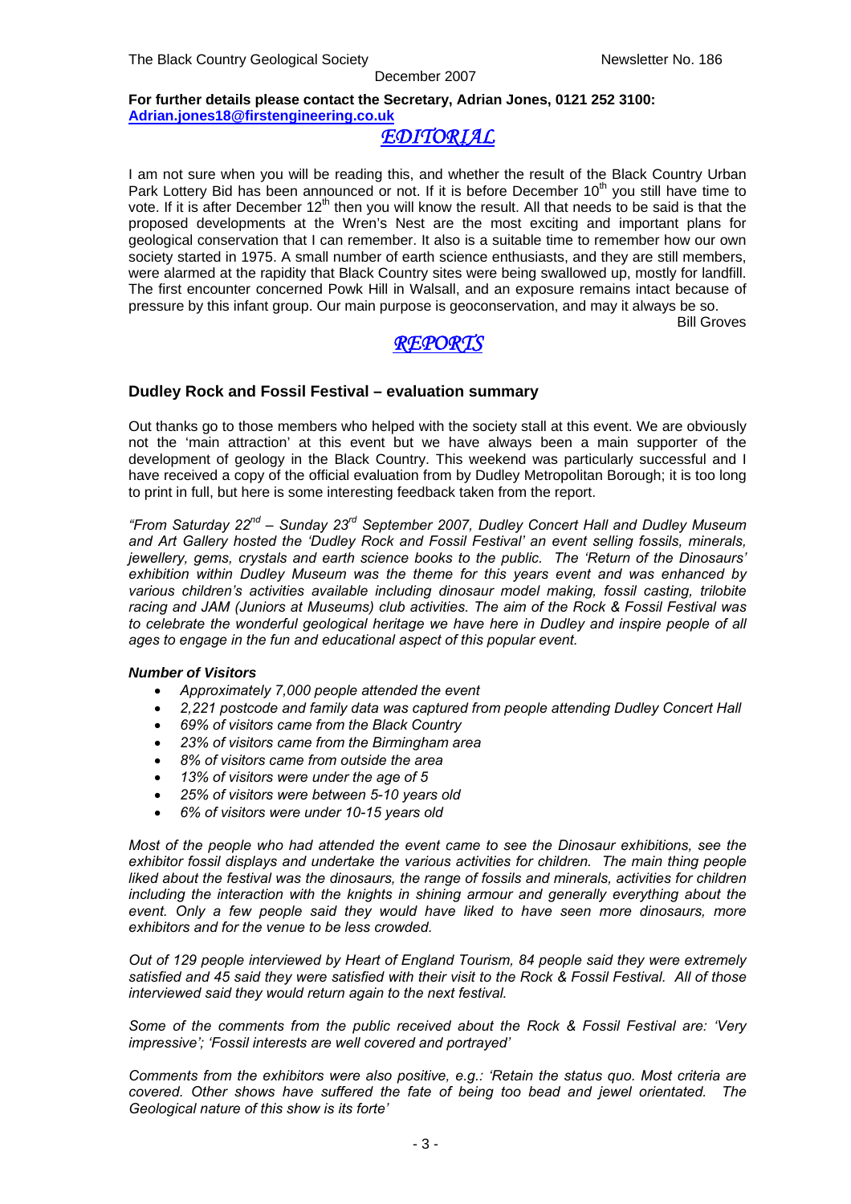**For further details please contact the Secretary, Adrian Jones, 0121 252 3100: Adrian.jones18@firstengineering.co.uk**

# *EDITORIAL*

I am not sure when you will be reading this, and whether the result of the Black Country Urban Park Lottery Bid has been announced or not. If it is before December 10th you still have time to vote. If it is after December 12th then you will know the result. All that needs to be said is that the proposed developments at the Wren's Nest are the most exciting and important plans for geological conservation that I can remember. It also is a suitable time to remember how our own society started in 1975. A small number of earth science enthusiasts, and they are still members, were alarmed at the rapidity that Black Country sites were being swallowed up, mostly for landfill. The first encounter concerned Powk Hill in Walsall, and an exposure remains intact because of pressure by this infant group. Our main purpose is geoconservation, and may it always be so.

Bill Groves

# *REPORTS*

## Dudley Rock and Fossil Festival – evaluation summary

Out thanks go to those members who helped with the society stall at this event. We are obviously not the 'main attraction' at this event but we have always been a main supporter of the development of geology in the Black Country. This weekend was particularly successful and I have received a copy of the official evaluation from by Dudley Metropolitan Borough; it is too long to print in full, but here is some interesting feedback taken from the report.

*"From Saturday 22nd – Sunday 23rd September 2007, Dudley Concert Hall and Dudley Museum and Art Gallery hosted the 'Dudley Rock and Fossil Festival' an event selling fossils, minerals, jewellery, gems, crystals and earth science books to the public. The 'Return of the Dinosaurs' exhibition within Dudley Museum was the theme for this years event and was enhanced by various children's activities available including dinosaur model making, fossil casting, trilobite racing and JAM (Juniors at Museums) club activities. The aim of the Rock & Fossil Festival was to celebrate the wonderful geological heritage we have here in Dudley and inspire people of all ages to engage in the fun and educational aspect of this popular event.*

***Number of Visitors***

- *Approximately 7,000 people attended the event*
- *2,221 postcode and family data was captured from people attending Dudley Concert Hall*
- *69% of visitors came from the Black Country*
- *23% of visitors came from the Birmingham area*
- *8% of visitors came from outside the area*
- *13% of visitors were under the age of 5*
- *25% of visitors were between 5-10 years old*
- *6% of visitors were under 10-15 years old*

*Most of the people who had attended the event came to see the Dinosaur exhibitions, see the exhibitor fossil displays and undertake the various activities for children. The main thing people liked about the festival was the dinosaurs, the range of fossils and minerals, activities for children including the interaction with the knights in shining armour and generally everything about the event. Only a few people said they would have liked to have seen more dinosaurs, more exhibitors and for the venue to be less crowded.*

*Out of 129 people interviewed by Heart of England Tourism, 84 people said they were extremely satisfied and 45 said they were satisfied with their visit to the Rock & Fossil Festival. All of those interviewed said they would return again to the next festival.*

*Some of the comments from the public received about the Rock & Fossil Festival are: 'Very impressive'; 'Fossil interests are well covered and portrayed'*

*Comments from the exhibitors were also positive, e.g.: 'Retain the status quo. Most criteria are covered. Other shows have suffered the fate of being too bead and jewel orientated. The Geological nature of this show is its forte'*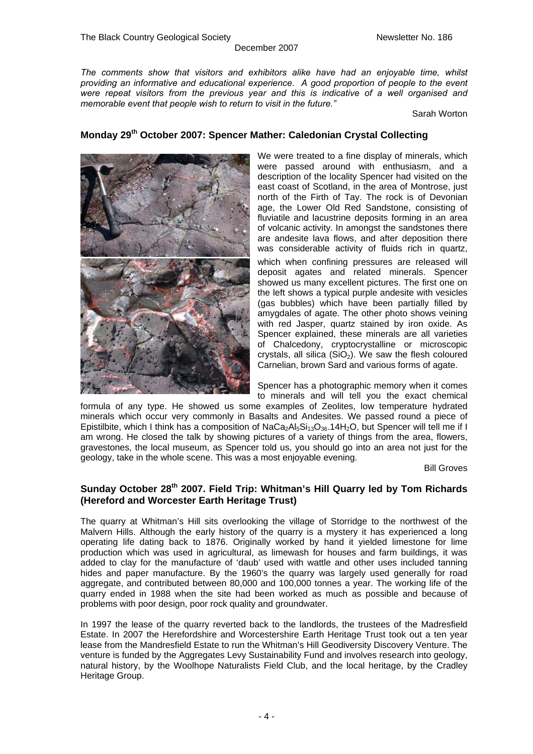*The comments show that visitors and exhibitors alike have had an enjoyable time, whilst providing an informative and educational experience. A good proportion of people to the event were repeat visitors from the previous year and this is indicative of a well organised and memorable event that people wish to return to visit in the future."*

Sarah Worton

## Monday 29th October 2007: Spencer Mather: Caledonian Crystal Collecting

We were treated to a fine display of minerals, which were passed around with enthusiasm, and a description of the locality Spencer had visited on the east coast of Scotland, in the area of Montrose, just north of the Firth of Tay. The rock is of Devonian age, the Lower Old Red Sandstone, consisting of fluviatile and lacustrine deposits forming in an area of volcanic activity. In amongst the sandstones there are andesite lava flows, and after deposition there was considerable activity of fluids rich in quartz, which when confining pressures are released will deposit agates and related minerals. Spencer showed us many excellent pictures. The first one on the left shows a typical purple andesite with vesicles (gas bubbles) which have been partially filled by amygdales of agate. The other photo shows veining with red Jasper, quartz stained by iron oxide. As Spencer explained, these minerals are all varieties of Chalcedony, cryptocrystalline or microscopic crystals, all silica ($SiO_2$). We saw the flesh coloured Carnelian, brown Sard and various forms of agate.

Spencer has a photographic memory when it comes to minerals and will tell you the exact chemical formula of any type. He showed us some examples of Zeolites, low temperature hydrated minerals which occur very commonly in Basalts and Andesites. We passed round a piece of Epistilbite, which I think has a composition of $NaCa_2Al_5Si_{13}O_{36}.14H_2O$, but Spencer will tell me if I am wrong. He closed the talk by showing pictures of a variety of things from the area, flowers, gravestones, the local museum, as Spencer told us, you should go into an area not just for the geology, take in the whole scene. This was a most enjoyable evening.

Bill Groves

## Sunday October 28th 2007. Field Trip: Whitman's Hill Quarry led by Tom Richards (Hereford and Worcester Earth Heritage Trust)

The quarry at Whitman's Hill sits overlooking the village of Storridge to the northwest of the Malvern Hills. Although the early history of the quarry is a mystery it has experienced a long operating life dating back to 1876. Originally worked by hand it yielded limestone for lime production which was used in agricultural, as limewash for houses and farm buildings, it was added to clay for the manufacture of 'daub' used with wattle and other uses included tanning hides and paper manufacture. By the 1960's the quarry was largely used generally for road aggregate, and contributed between 80,000 and 100,000 tonnes a year. The working life of the quarry ended in 1988 when the site had been worked as much as possible and because of problems with poor design, poor rock quality and groundwater.

In 1997 the lease of the quarry reverted back to the landlords, the trustees of the Madresfield Estate. In 2007 the Herefordshire and Worcestershire Earth Heritage Trust took out a ten year lease from the Mandresfield Estate to run the Whitman's Hill Geodiversity Discovery Venture. The venture is funded by the Aggregates Levy Sustainability Fund and involves research into geology, natural history, by the Woolhope Naturalists Field Club, and the local heritage, by the Cradley Heritage Group.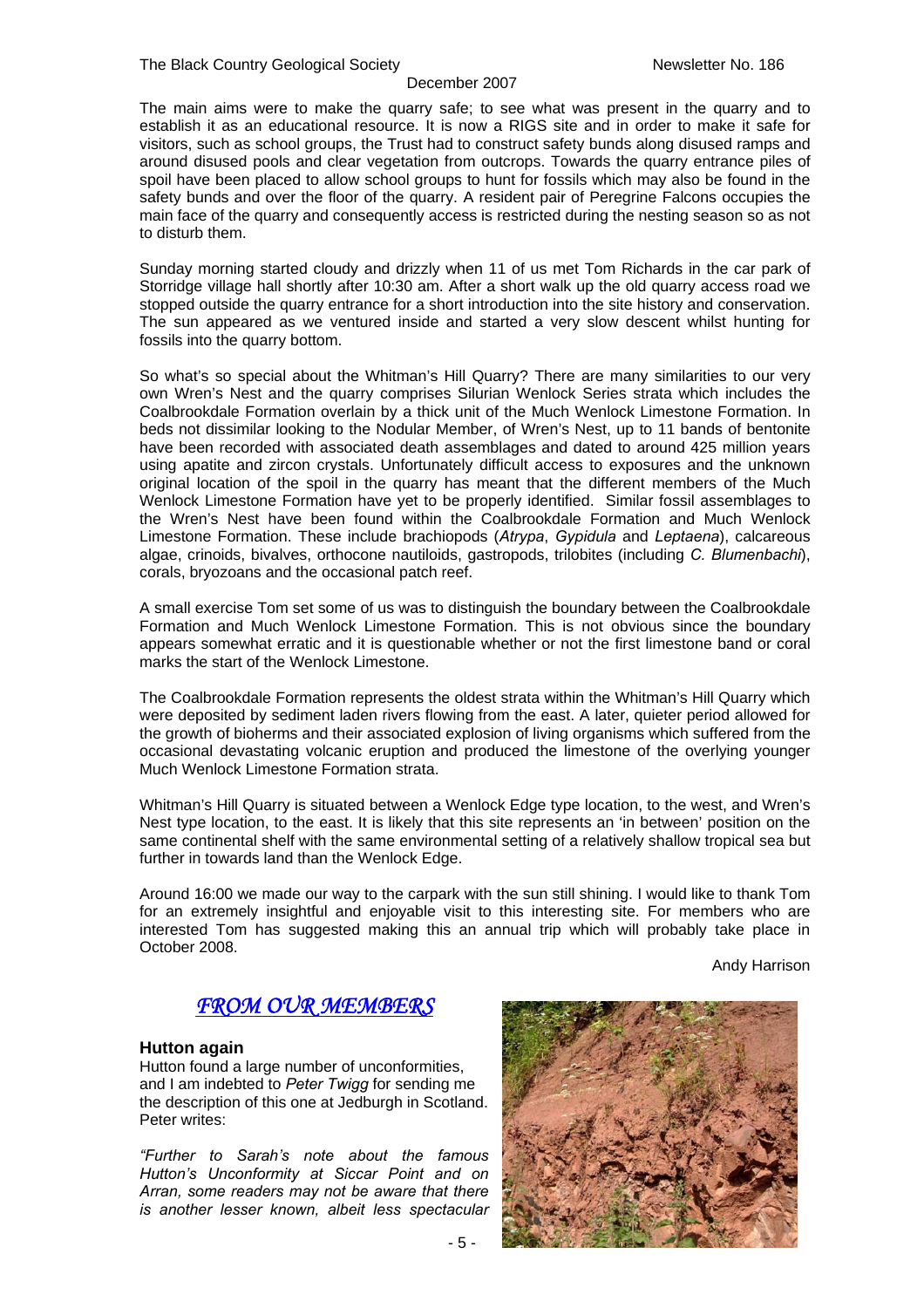The main aims were to make the quarry safe; to see what was present in the quarry and to establish it as an educational resource. It is now a RIGS site and in order to make it safe for visitors, such as school groups, the Trust had to construct safety bunds along disused ramps and around disused pools and clear vegetation from outcrops. Towards the quarry entrance piles of spoil have been placed to allow school groups to hunt for fossils which may also be found in the safety bunds and over the floor of the quarry. A resident pair of Peregrine Falcons occupies the main face of the quarry and consequently access is restricted during the nesting season so as not to disturb them.

Sunday morning started cloudy and drizzly when 11 of us met Tom Richards in the car park of Storridge village hall shortly after 10:30 am. After a short walk up the old quarry access road we stopped outside the quarry entrance for a short introduction into the site history and conservation. The sun appeared as we ventured inside and started a very slow descent whilst hunting for fossils into the quarry bottom.

So what's so special about the Whitman's Hill Quarry? There are many similarities to our very own Wren's Nest and the quarry comprises Silurian Wenlock Series strata which includes the Coalbrookdale Formation overlain by a thick unit of the Much Wenlock Limestone Formation. In beds not dissimilar looking to the Nodular Member, of Wren's Nest, up to 11 bands of bentonite have been recorded with associated death assemblages and dated to around 425 million years using apatite and zircon crystals. Unfortunately difficult access to exposures and the unknown original location of the spoil in the quarry has meant that the different members of the Much Wenlock Limestone Formation have yet to be properly identified. Similar fossil assemblages to the Wren's Nest have been found within the Coalbrookdale Formation and Much Wenlock Limestone Formation. These include brachiopods (*Atrypa*, *Gypidula* and *Leptaena*), calcareous algae, crinoids, bivalves, orthocone nautiloids, gastropods, trilobites (including *C. Blumenbachi*), corals, bryozoans and the occasional patch reef.

A small exercise Tom set some of us was to distinguish the boundary between the Coalbrookdale Formation and Much Wenlock Limestone Formation. This is not obvious since the boundary appears somewhat erratic and it is questionable whether or not the first limestone band or coral marks the start of the Wenlock Limestone.

The Coalbrookdale Formation represents the oldest strata within the Whitman's Hill Quarry which were deposited by sediment laden rivers flowing from the east. A later, quieter period allowed for the growth of bioherms and their associated explosion of living organisms which suffered from the occasional devastating volcanic eruption and produced the limestone of the overlying younger Much Wenlock Limestone Formation strata.

Whitman's Hill Quarry is situated between a Wenlock Edge type location, to the west, and Wren's Nest type location, to the east. It is likely that this site represents an 'in between' position on the same continental shelf with the same environmental setting of a relatively shallow tropical sea but further in towards land than the Wenlock Edge.

Around 16:00 we made our way to the carpark with the sun still shining. I would like to thank Tom for an extremely insightful and enjoyable visit to this interesting site. For members who are interested Tom has suggested making this an annual trip which will probably take place in October 2008.

Andy Harrison

## *FROM OUR MEMBERS*

### Hutton again

Hutton found a large number of unconformities, and I am indebted to *Peter Twigg* for sending me the description of this one at Jedburgh in Scotland. Peter writes:

*"Further to Sarah's note about the famous Hutton's Unconformity at Siccar Point and on Arran, some readers may not be aware that there is another lesser known, albeit less spectacular*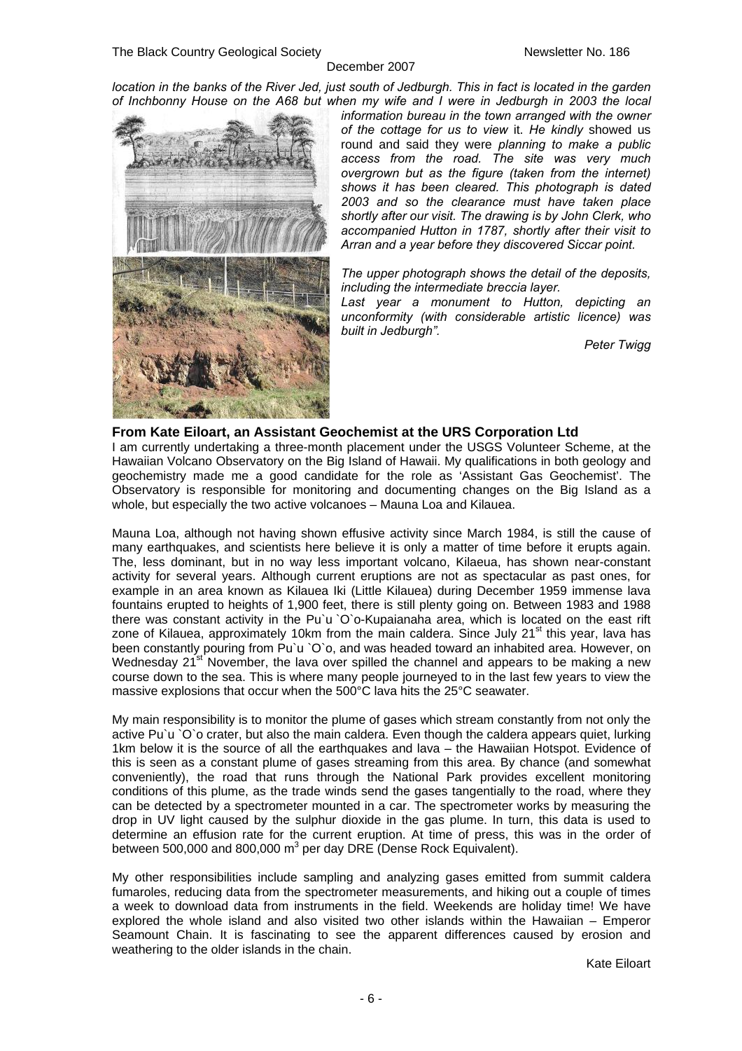*location in the banks of the River Jed, just south of Jedburgh. This in fact is located in the garden of Inchbonny House on the A68 but when my wife and I were in Jedburgh in 2003 the local information bureau in the town arranged with the owner of the cottage for us to view* it. *He kindly* showed us round and said they were *planning to make a public access from the road. The site was very much overgrown but as the figure (taken from the internet) shows it has been cleared. This photograph is dated 2003 and so the clearance must have taken place shortly after our visit. The drawing is by John Clerk, who accompanied Hutton in 1787, shortly after their visit to Arran and a year before they discovered Siccar point.*

*The upper photograph shows the detail of the deposits, including the intermediate breccia layer.*
*Last year a monument to Hutton, depicting an unconformity (with considerable artistic licence) was built in Jedburgh".*

*Peter Twigg*

## From Kate Eiloart, an Assistant Geochemist at the URS Corporation Ltd

I am currently undertaking a three-month placement under the USGS Volunteer Scheme, at the Hawaiian Volcano Observatory on the Big Island of Hawaii. My qualifications in both geology and geochemistry made me a good candidate for the role as 'Assistant Gas Geochemist'. The Observatory is responsible for monitoring and documenting changes on the Big Island as a whole, but especially the two active volcanoes – Mauna Loa and Kilauea.

Mauna Loa, although not having shown effusive activity since March 1984, is still the cause of many earthquakes, and scientists here believe it is only a matter of time before it erupts again. The, less dominant, but in no way less important volcano, Kilaeua, has shown near-constant activity for several years. Although current eruptions are not as spectacular as past ones, for example in an area known as Kilauea Iki (Little Kilauea) during December 1959 immense lava fountains erupted to heights of 1,900 feet, there is still plenty going on. Between 1983 and 1988 there was constant activity in the Pu`u `O`o-Kupaianaha area, which is located on the east rift zone of Kilauea, approximately 10km from the main caldera. Since July 21st this year, lava has been constantly pouring from Pu`u `O`o, and was headed toward an inhabited area. However, on Wednesday 21st November, the lava over spilled the channel and appears to be making a new course down to the sea. This is where many people journeyed to in the last few years to view the massive explosions that occur when the 500°C lava hits the 25°C seawater.

My main responsibility is to monitor the plume of gases which stream constantly from not only the active Pu`u `O`o crater, but also the main caldera. Even though the caldera appears quiet, lurking 1km below it is the source of all the earthquakes and lava – the Hawaiian Hotspot. Evidence of this is seen as a constant plume of gases streaming from this area. By chance (and somewhat conveniently), the road that runs through the National Park provides excellent monitoring conditions of this plume, as the trade winds send the gases tangentially to the road, where they can be detected by a spectrometer mounted in a car. The spectrometer works by measuring the drop in UV light caused by the sulphur dioxide in the gas plume. In turn, this data is used to determine an effusion rate for the current eruption. At time of press, this was in the order of between 500,000 and 800,000 $m^3$ per day DRE (Dense Rock Equivalent).

My other responsibilities include sampling and analyzing gases emitted from summit caldera fumaroles, reducing data from the spectrometer measurements, and hiking out a couple of times a week to download data from instruments in the field. Weekends are holiday time! We have explored the whole island and also visited two other islands within the Hawaiian – Emperor Seamount Chain. It is fascinating to see the apparent differences caused by erosion and weathering to the older islands in the chain.

Kate Eiloart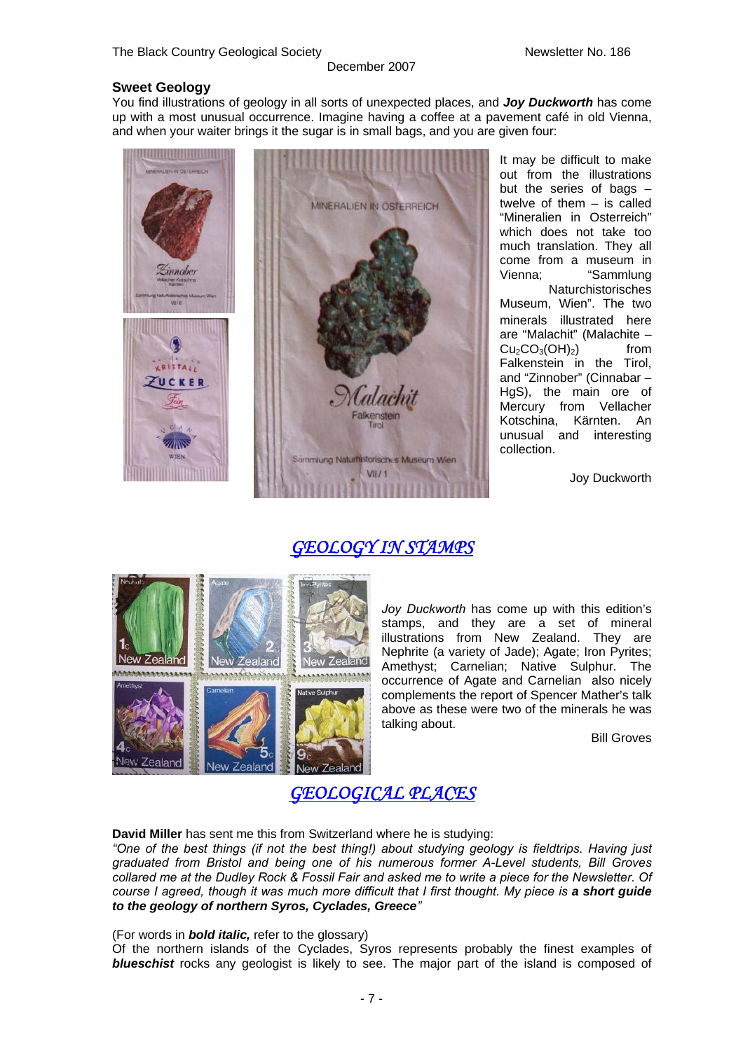## Sweet Geology

You find illustrations of geology in all sorts of unexpected places, and ***Joy Duckworth*** has come up with a most unusual occurrence. Imagine having a coffee at a pavement café in old Vienna, and when your waiter brings it the sugar is in small bags, and you are given four:

It may be difficult to make out from the illustrations but the series of bags – twelve of them – is called "Mineralien in Osterreich" which does not take too much translation. They all come from a museum in Vienna; "Sammlung Naturchistorisches Museum, Wien". The two minerals illustrated here are "Malachit" (Malachite – $Cu_2CO_3(OH)_2$) from Falkenstein in the Tirol, and "Zinnober" (Cinnabar – HgS), the main ore of Mercury from Vellacher Kotschina, Kärnten. An unusual and interesting collection.

Joy Duckworth

## GEOLOGY IN STAMPS

*Joy Duckworth* has come up with this edition's stamps, and they are a set of mineral illustrations from New Zealand. They are Nephrite (a variety of Jade); Agate; Iron Pyrites; Amethyst; Carnelian; Native Sulphur. The occurrence of Agate and Carnelian also nicely complements the report of Spencer Mather's talk above as these were two of the minerals he was talking about.

Bill Groves

## GEOLOGICAL PLACES

**David Miller** has sent me this from Switzerland where he is studying:

*"One of the best things (if not the best thing!) about studying geology is fieldtrips. Having just graduated from Bristol and being one of his numerous former A-Level students, Bill Groves collared me at the Dudley Rock & Fossil Fair and asked me to write a piece for the Newsletter. Of course I agreed, though it was much more difficult that I first thought. My piece is* ***a short guide to the geology of northern Syros, Cyclades, Greece****"*

(For words in ***bold italic,*** refer to the glossary)

Of the northern islands of the Cyclades, Syros represents probably the finest examples of ***blueschist*** rocks any geologist is likely to see. The major part of the island is composed of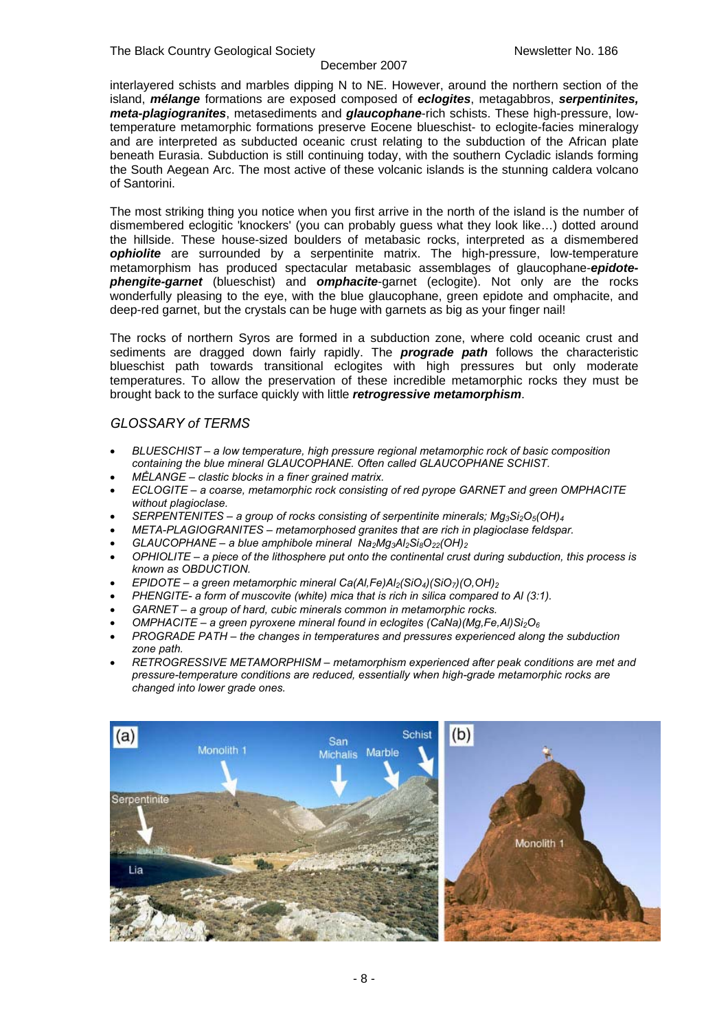interlayered schists and marbles dipping N to NE. However, around the northern section of the island, ***mélange*** formations are exposed composed of ***eclogites***, metagabbros, ***serpentinites, meta-plagiogranites***, metasediments and ***glaucophane***-rich schists. These high-pressure, low-temperature metamorphic formations preserve Eocene blueschist- to eclogite-facies mineralogy and are interpreted as subducted oceanic crust relating to the subduction of the African plate beneath Eurasia. Subduction is still continuing today, with the southern Cycladic islands forming the South Aegean Arc. The most active of these volcanic islands is the stunning caldera volcano of Santorini.

The most striking thing you notice when you first arrive in the north of the island is the number of dismembered eclogitic 'knockers' (you can probably guess what they look like…) dotted around the hillside. These house-sized boulders of metabasic rocks, interpreted as a dismembered ***ophiolite*** are surrounded by a serpentinite matrix. The high-pressure, low-temperature metamorphism has produced spectacular metabasic assemblages of glaucophane-***epidote-phengite-garnet*** (blueschist) and ***omphacite***-garnet (eclogite). Not only are the rocks wonderfully pleasing to the eye, with the blue glaucophane, green epidote and omphacite, and deep-red garnet, but the crystals can be huge with garnets as big as your finger nail!

The rocks of northern Syros are formed in a subduction zone, where cold oceanic crust and sediments are dragged down fairly rapidly. The ***prograde path*** follows the characteristic blueschist path towards transitional eclogites with high pressures but only moderate temperatures. To allow the preservation of these incredible metamorphic rocks they must be brought back to the surface quickly with little ***retrogressive metamorphism***.

## *GLOSSARY of TERMS*

- *BLUESCHIST – a low temperature, high pressure regional metamorphic rock of basic composition containing the blue mineral GLAUCOPHANE. Often called GLAUCOPHANE SCHIST.*
- *MÊLANGE – clastic blocks in a finer grained matrix.*
- *ECLOGITE – a coarse, metamorphic rock consisting of red pyrope GARNET and green OMPHACITE without plagioclase.*
- *SERPENTENITES – a group of rocks consisting of serpentinite minerals;* $Mg_3Si_2O_5(OH)_4$
- *META-PLAGIOGRANITES – metamorphosed granites that are rich in plagioclase feldspar.*
- *GLAUCOPHANE – a blue amphibole mineral* $Na_2Mg_3Al_2Si_8O_{22}(OH)_2$
- *OPHIOLITE – a piece of the lithosphere put onto the continental crust during subduction, this process is known as OBDUCTION.*
- *EPIDOTE – a green metamorphic mineral* $Ca(Al,Fe)Al_2(SiO_4)(SiO_7)(O,OH)_2$
- *PHENGITE- a form of muscovite (white) mica that is rich in silica compared to Al (3:1).*
- *GARNET – a group of hard, cubic minerals common in metamorphic rocks.*
- *OMPHACITE – a green pyroxene mineral found in eclogites* $(CaNa)(Mg,Fe,Al)Si_2O_6$
- *PROGRADE PATH – the changes in temperatures and pressures experienced along the subduction zone path.*
- *RETROGRESSIVE METAMORPHISM – metamorphism experienced after peak conditions are met and pressure-temperature conditions are reduced, essentially when high-grade metamorphic rocks are changed into lower grade ones.*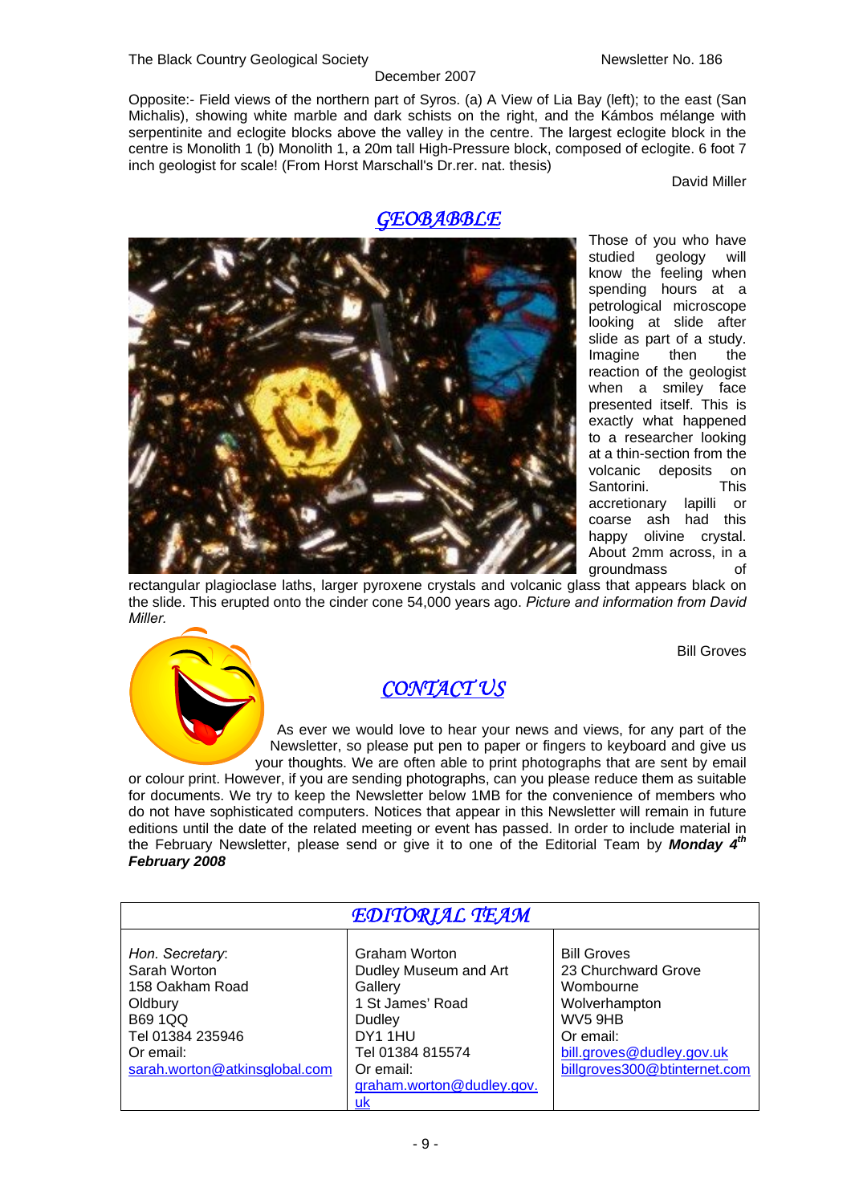Opposite:- Field views of the northern part of Syros. (a) A View of Lia Bay (left); to the east (San Michalis), showing white marble and dark schists on the right, and the Kámbos mélange with serpentinite and eclogite blocks above the valley in the centre. The largest eclogite block in the centre is Monolith 1 (b) Monolith 1, a 20m tall High-Pressure block, composed of eclogite. 6 foot 7 inch geologist for scale! (From Horst Marschall's Dr.rer. nat. thesis)

David Miller

## *GEOBABBLE*

Those of you who have studied geology will know the feeling when spending hours at a petrological microscope looking at slide after slide as part of a study. Imagine then the reaction of the geologist when a smiley face presented itself. This is exactly what happened to a researcher looking at a thin-section from the volcanic deposits on Santorini. This accretionary lapilli or coarse ash had this happy olivine crystal. About 2mm across, in a groundmass of rectangular plagioclase laths, larger pyroxene crystals and volcanic glass that appears black on the slide. This erupted onto the cinder cone 54,000 years ago. *Picture and information from David Miller.*

Bill Groves

## *CONTACT US*

As ever we would love to hear your news and views, for any part of the Newsletter, so please put pen to paper or fingers to keyboard and give us your thoughts. We are often able to print photographs that are sent by email or colour print. However, if you are sending photographs, can you please reduce them as suitable for documents. We try to keep the Newsletter below 1MB for the convenience of members who do not have sophisticated computers. Notices that appear in this Newsletter will remain in future editions until the date of the related meeting or event has passed. In order to include material in the February Newsletter, please send or give it to one of the Editorial Team by ***Monday 4th February 2008***

## *EDITORIAL TEAM*

| *Hon. Secretary*: Sarah Worton<br>158 Oakham Road<br>Oldbury<br>B69 1QQ<br>Tel 01384 235946<br>Or email:<br>sarah.worton@atkinsglobal.com | Graham Worton<br>Dudley Museum and Art Gallery<br>1 St James' Road<br>Dudley<br>DY1 1HU<br>Tel 01384 815574<br>Or email:<br>graham.worton@dudley.gov.uk | Bill Groves<br>23 Churchward Grove<br>Wombourne<br>Wolverhampton<br>WV5 9HB<br>Or email:<br>bill.groves@dudley.gov.uk<br>billgroves300@btinternet.com |
|---|---|---|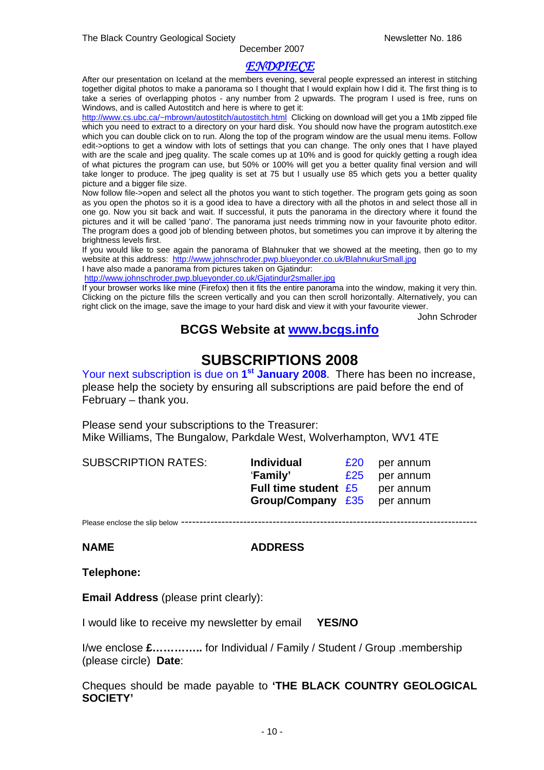# *ENDPIECE*

After our presentation on Iceland at the members evening, several people expressed an interest in stitching together digital photos to make a panorama so I thought that I would explain how I did it. The first thing is to take a series of overlapping photos - any number from 2 upwards. The program I used is free, runs on Windows, and is called Autostitch and here is where to get it:
http://www.cs.ubc.ca/~mbrown/autostitch/autostitch.html Clicking on download will get you a 1Mb zipped file which you need to extract to a directory on your hard disk. You should now have the program autostitch.exe which you can double click on to run. Along the top of the program window are the usual menu items. Follow edit->options to get a window with lots of settings that you can change. The only ones that I have played with are the scale and jpeg quality. The scale comes up at 10% and is good for quickly getting a rough idea of what pictures the program can use, but 50% or 100% will get you a better quality final version and will take longer to produce. The jpeg quality is set at 75 but I usually use 85 which gets you a better quality picture and a bigger file size.

Now follow file->open and select all the photos you want to stich together. The program gets going as soon as you open the photos so it is a good idea to have a directory with all the photos in and select those all in one go. Now you sit back and wait. If successful, it puts the panorama in the directory where it found the pictures and it will be called 'pano'. The panorama just needs trimming now in your favourite photo editor. The program does a good job of blending between photos, but sometimes you can improve it by altering the brightness levels first.

If you would like to see again the panorama of Blahnuker that we showed at the meeting, then go to my website at this address: http://www.johnschroder.pwp.blueyonder.co.uk/BlahnukurSmall.jpg

I have also made a panorama from pictures taken on Gjatindur:
http://www.johnschroder.pwp.blueyonder.co.uk/Gjatindur2smaller.jpg

If your browser works like mine (Firefox) then it fits the entire panorama into the window, making it very thin. Clicking on the picture fills the screen vertically and you can then scroll horizontally. Alternatively, you can right click on the image, save the image to your hard disk and view it with your favourite viewer.

John Schroder

## BCGS Website at www.bcgs.info

# SUBSCRIPTIONS 2008

Your next subscription is due on **1st January 2008**. There has been no increase, please help the society by ensuring all subscriptions are paid before the end of February – thank you.

Please send your subscriptions to the Treasurer:
Mike Williams, The Bungalow, Parkdale West, Wolverhampton, WV1 4TE

| SUBSCRIPTION RATES: | | | |
|---|---|---|---|
| | **Individual** | £20 | per annum |
| | '**Family'** | £25 | per annum |
| | **Full time student** | £5 | per annum |
| | **Group/Company** | £35 | per annum |

Please enclose the slip below ---------------------------------------------------------------------------------

**NAME** **ADDRESS**

**Telephone:**

**Email Address** (please print clearly):

I would like to receive my newsletter by email **YES/NO**

I/we enclose **£…………..** for Individual / Family / Student / Group .membership (please circle) **Date**:

Cheques should be made payable to **'THE BLACK COUNTRY GEOLOGICAL SOCIETY'**